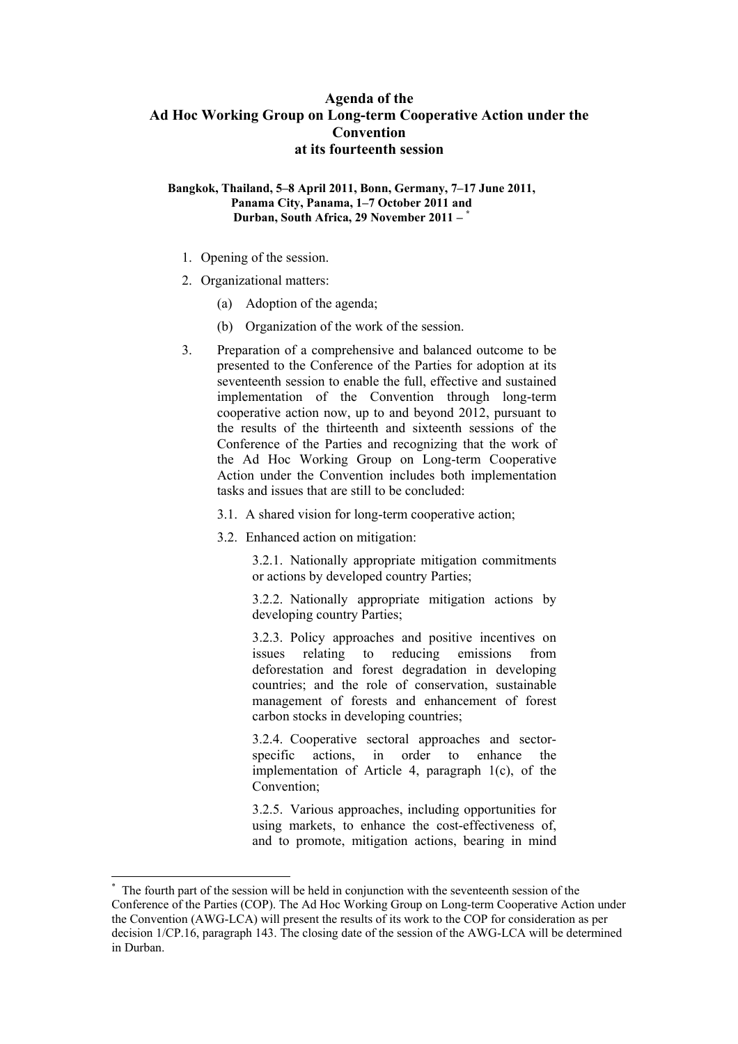# Agenda of the Ad Hoc Working Group on Long-term Cooperative Action under the Convention at its fourteenth session

**Bangkok, Thailand, 5–8 April 2011, Bonn, Germany, 7–17 June 2011, Panama City, Panama, 1–7 October 2011 and Durban, South Africa, 29 November 2011 –** [*]

1. Opening of the session.
2. Organizational matters:
   - (a) Adoption of the agenda;
   - (b) Organization of the work of the session.
3. Preparation of a comprehensive and balanced outcome to be presented to the Conference of the Parties for adoption at its seventeenth session to enable the full, effective and sustained implementation of the Convention through long-term cooperative action now, up to and beyond 2012, pursuant to the results of the thirteenth and sixteenth sessions of the Conference of the Parties and recognizing that the work of the Ad Hoc Working Group on Long-term Cooperative Action under the Convention includes both implementation tasks and issues that are still to be concluded:

   3.1. A shared vision for long-term cooperative action;

   3.2. Enhanced action on mitigation:

   3.2.1. Nationally appropriate mitigation commitments or actions by developed country Parties;

   3.2.2. Nationally appropriate mitigation actions by developing country Parties;

   3.2.3. Policy approaches and positive incentives on issues relating to reducing emissions from deforestation and forest degradation in developing countries; and the role of conservation, sustainable management of forests and enhancement of forest carbon stocks in developing countries;

   3.2.4. Cooperative sectoral approaches and sector-specific actions, in order to enhance the implementation of Article 4, paragraph 1(c), of the Convention;

   3.2.5. Various approaches, including opportunities for using markets, to enhance the cost-effectiveness of, and to promote, mitigation actions, bearing in mind

---

[*] The fourth part of the session will be held in conjunction with the seventeenth session of the Conference of the Parties (COP). The Ad Hoc Working Group on Long-term Cooperative Action under the Convention (AWG-LCA) will present the results of its work to the COP for consideration as per decision 1/CP.16, paragraph 143. The closing date of the session of the AWG-LCA will be determined in Durban.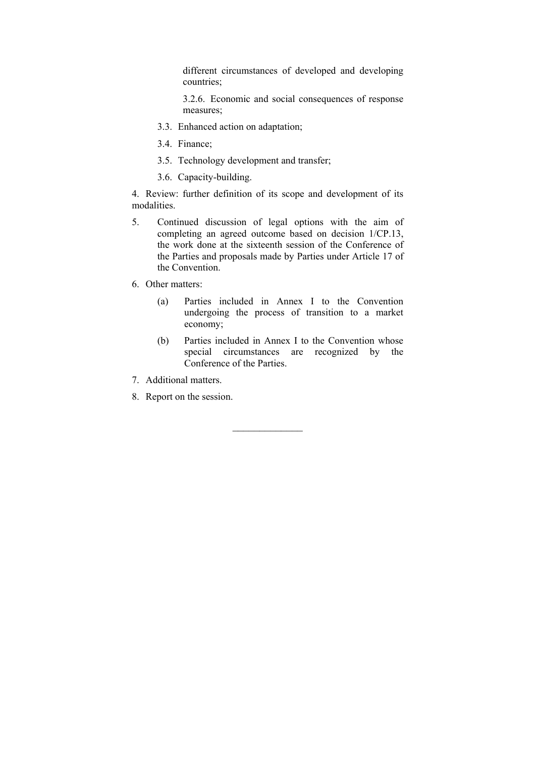different circumstances of developed and developing countries;

3.2.6. Economic and social consequences of response measures;

3.3. Enhanced action on adaptation;

3.4. Finance;

3.5. Technology development and transfer;

3.6. Capacity-building.

4. Review: further definition of its scope and development of its modalities.

5. Continued discussion of legal options with the aim of completing an agreed outcome based on decision 1/CP.13, the work done at the sixteenth session of the Conference of the Parties and proposals made by Parties under Article 17 of the Convention.

6. Other matters:

   (a) Parties included in Annex I to the Convention undergoing the process of transition to a market economy;

   (b) Parties included in Annex I to the Convention whose special circumstances are recognized by the Conference of the Parties.

7. Additional matters.

8. Report on the session.

______________